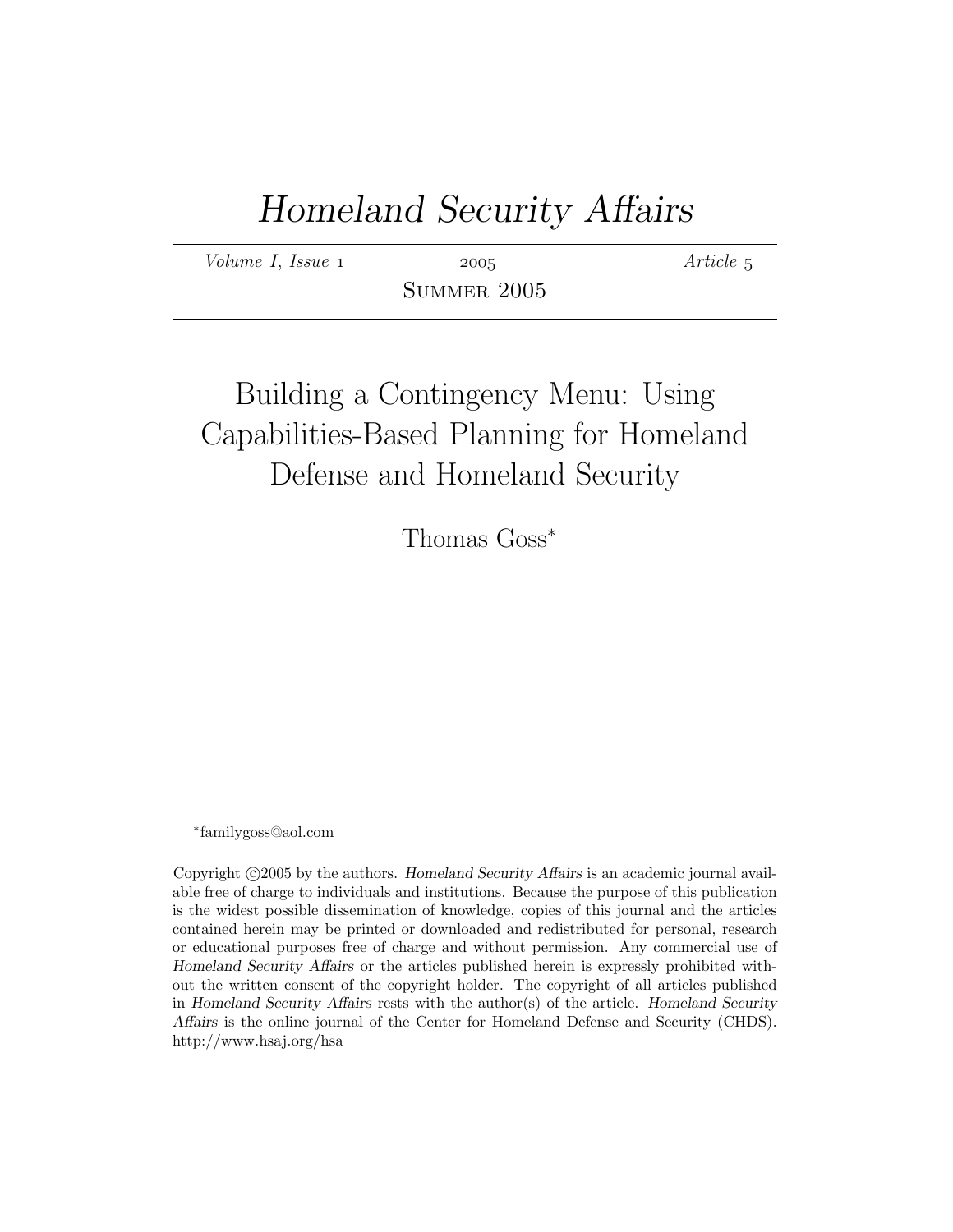# *Homeland Security Affairs*

*Volume I, Issue 1* 2005 *Article 5*

Summer 2005

## Building a Contingency Menu: Using Capabilities-Based Planning for Homeland Defense and Homeland Security

Thomas Goss*

*familygoss@aol.com

Copyright ©2005 by the authors. *Homeland Security Affairs* is an academic journal available free of charge to individuals and institutions. Because the purpose of this publication is the widest possible dissemination of knowledge, copies of this journal and the articles contained herein may be printed or downloaded and redistributed for personal, research or educational purposes free of charge and without permission. Any commercial use of *Homeland Security Affairs* or the articles published herein is expressly prohibited without the written consent of the copyright holder. The copyright of all articles published in *Homeland Security Affairs* rests with the author(s) of the article. *Homeland Security Affairs* is the online journal of the Center for Homeland Defense and Security (CHDS). http://www.hsaj.org/hsa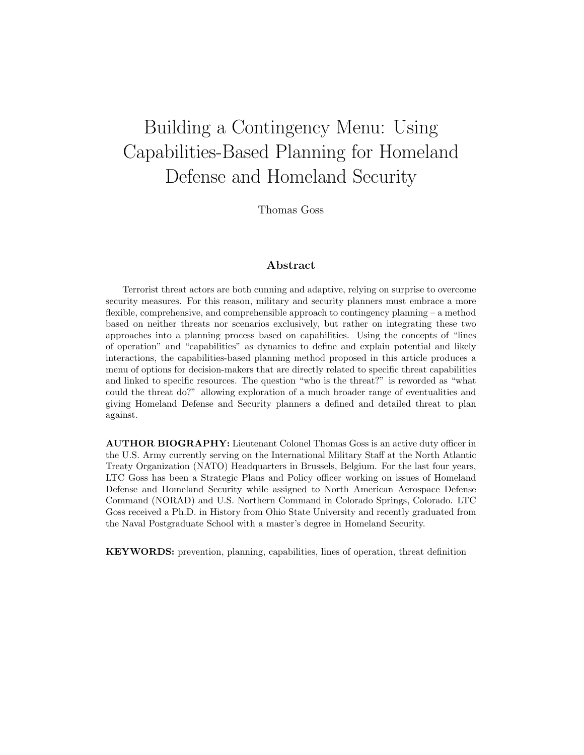# Building a Contingency Menu: Using Capabilities-Based Planning for Homeland Defense and Homeland Security

Thomas Goss

### Abstract

Terrorist threat actors are both cunning and adaptive, relying on surprise to overcome security measures. For this reason, military and security planners must embrace a more flexible, comprehensive, and comprehensible approach to contingency planning – a method based on neither threats nor scenarios exclusively, but rather on integrating these two approaches into a planning process based on capabilities. Using the concepts of "lines of operation" and "capabilities" as dynamics to define and explain potential and likely interactions, the capabilities-based planning method proposed in this article produces a menu of options for decision-makers that are directly related to specific threat capabilities and linked to specific resources. The question "who is the threat?" is reworded as "what could the threat do?" allowing exploration of a much broader range of eventualities and giving Homeland Defense and Security planners a defined and detailed threat to plan against.

**AUTHOR BIOGRAPHY:** Lieutenant Colonel Thomas Goss is an active duty officer in the U.S. Army currently serving on the International Military Staff at the North Atlantic Treaty Organization (NATO) Headquarters in Brussels, Belgium. For the last four years, LTC Goss has been a Strategic Plans and Policy officer working on issues of Homeland Defense and Homeland Security while assigned to North American Aerospace Defense Command (NORAD) and U.S. Northern Command in Colorado Springs, Colorado. LTC Goss received a Ph.D. in History from Ohio State University and recently graduated from the Naval Postgraduate School with a master's degree in Homeland Security.

**KEYWORDS:** prevention, planning, capabilities, lines of operation, threat definition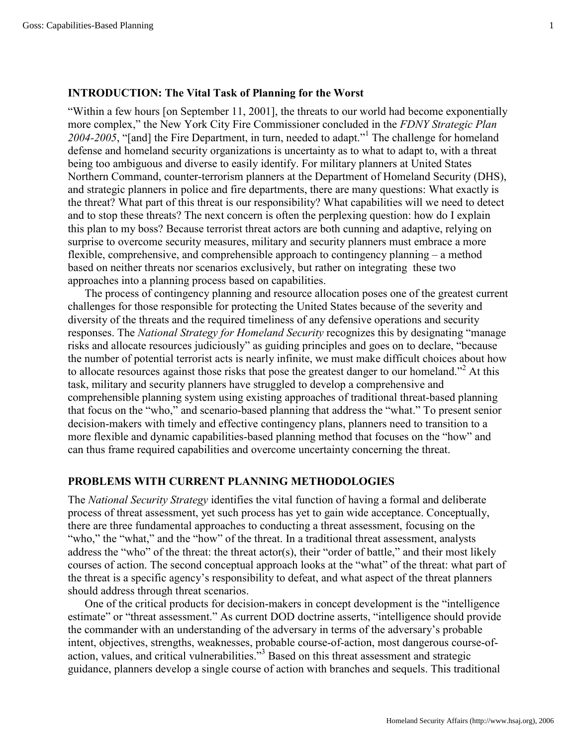## INTRODUCTION: The Vital Task of Planning for the Worst

"Within a few hours [on September 11, 2001], the threats to our world had become exponentially more complex," the New York City Fire Commissioner concluded in the *FDNY Strategic Plan 2004-2005*, "[and] the Fire Department, in turn, needed to adapt."[1] The challenge for homeland defense and homeland security organizations is uncertainty as to what to adapt to, with a threat being too ambiguous and diverse to easily identify. For military planners at United States Northern Command, counter-terrorism planners at the Department of Homeland Security (DHS), and strategic planners in police and fire departments, there are many questions: What exactly is the threat? What part of this threat is our responsibility? What capabilities will we need to detect and to stop these threats? The next concern is often the perplexing question: how do I explain this plan to my boss? Because terrorist threat actors are both cunning and adaptive, relying on surprise to overcome security measures, military and security planners must embrace a more flexible, comprehensive, and comprehensible approach to contingency planning – a method based on neither threats nor scenarios exclusively, but rather on integrating these two approaches into a planning process based on capabilities.

The process of contingency planning and resource allocation poses one of the greatest current challenges for those responsible for protecting the United States because of the severity and diversity of the threats and the required timeliness of any defensive operations and security responses. The *National Strategy for Homeland Security* recognizes this by designating "manage risks and allocate resources judiciously" as guiding principles and goes on to declare, "because the number of potential terrorist acts is nearly infinite, we must make difficult choices about how to allocate resources against those risks that pose the greatest danger to our homeland."[2] At this task, military and security planners have struggled to develop a comprehensive and comprehensible planning system using existing approaches of traditional threat-based planning that focus on the "who," and scenario-based planning that address the "what." To present senior decision-makers with timely and effective contingency plans, planners need to transition to a more flexible and dynamic capabilities-based planning method that focuses on the "how" and can thus frame required capabilities and overcome uncertainty concerning the threat.

## PROBLEMS WITH CURRENT PLANNING METHODOLOGIES

The *National Security Strategy* identifies the vital function of having a formal and deliberate process of threat assessment, yet such process has yet to gain wide acceptance. Conceptually, there are three fundamental approaches to conducting a threat assessment, focusing on the "who," the "what," and the "how" of the threat. In a traditional threat assessment, analysts address the "who" of the threat: the threat actor(s), their "order of battle," and their most likely courses of action. The second conceptual approach looks at the "what" of the threat: what part of the threat is a specific agency's responsibility to defeat, and what aspect of the threat planners should address through threat scenarios.

One of the critical products for decision-makers in concept development is the "intelligence estimate" or "threat assessment." As current DOD doctrine asserts, "intelligence should provide the commander with an understanding of the adversary in terms of the adversary's probable intent, objectives, strengths, weaknesses, probable course-of-action, most dangerous course-of-action, values, and critical vulnerabilities."[3] Based on this threat assessment and strategic guidance, planners develop a single course of action with branches and sequels. This traditional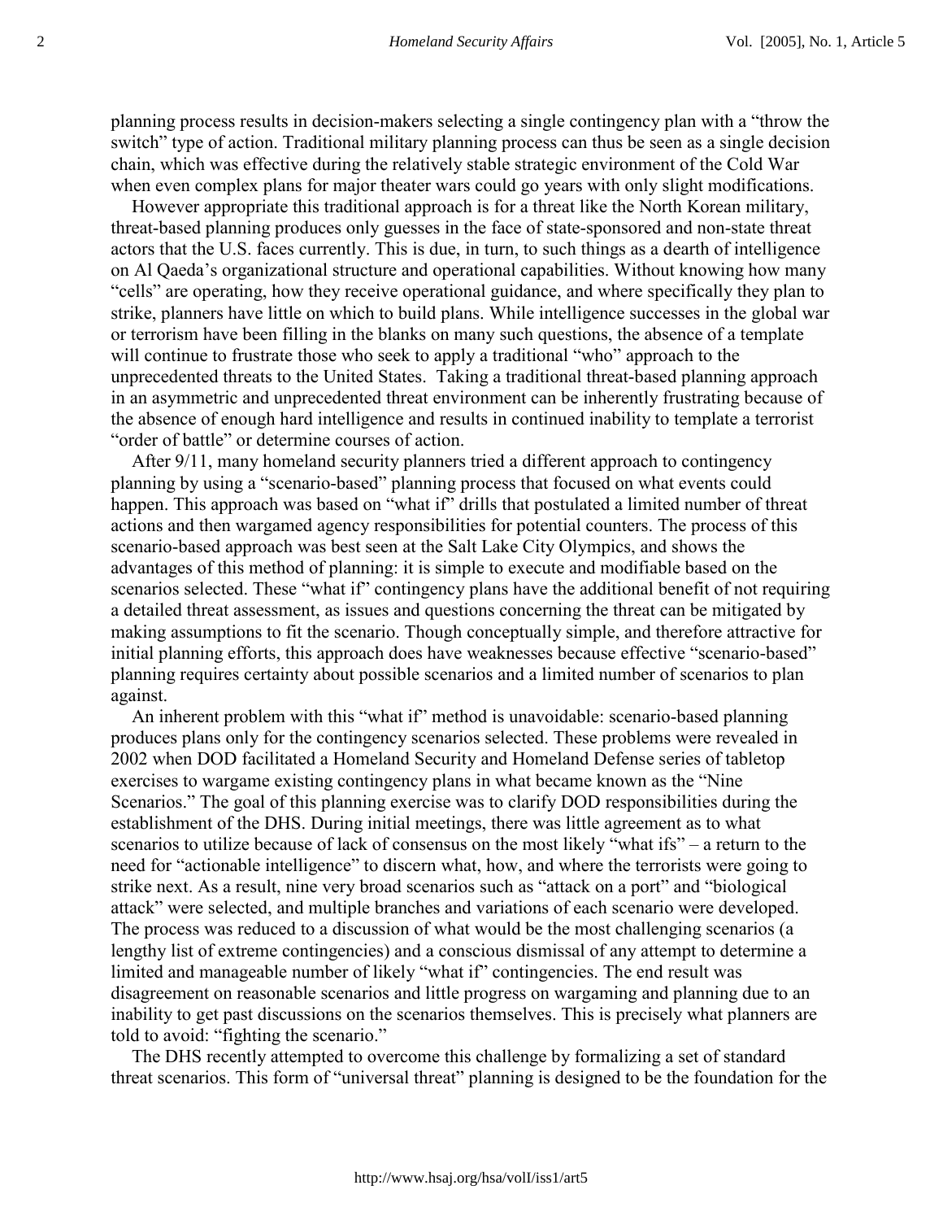planning process results in decision-makers selecting a single contingency plan with a "throw the switch" type of action. Traditional military planning process can thus be seen as a single decision chain, which was effective during the relatively stable strategic environment of the Cold War when even complex plans for major theater wars could go years with only slight modifications.

However appropriate this traditional approach is for a threat like the North Korean military, threat-based planning produces only guesses in the face of state-sponsored and non-state threat actors that the U.S. faces currently. This is due, in turn, to such things as a dearth of intelligence on Al Qaeda's organizational structure and operational capabilities. Without knowing how many "cells" are operating, how they receive operational guidance, and where specifically they plan to strike, planners have little on which to build plans. While intelligence successes in the global war or terrorism have been filling in the blanks on many such questions, the absence of a template will continue to frustrate those who seek to apply a traditional "who" approach to the unprecedented threats to the United States. Taking a traditional threat-based planning approach in an asymmetric and unprecedented threat environment can be inherently frustrating because of the absence of enough hard intelligence and results in continued inability to template a terrorist "order of battle" or determine courses of action.

After 9/11, many homeland security planners tried a different approach to contingency planning by using a "scenario-based" planning process that focused on what events could happen. This approach was based on "what if" drills that postulated a limited number of threat actions and then wargamed agency responsibilities for potential counters. The process of this scenario-based approach was best seen at the Salt Lake City Olympics, and shows the advantages of this method of planning: it is simple to execute and modifiable based on the scenarios selected. These "what if" contingency plans have the additional benefit of not requiring a detailed threat assessment, as issues and questions concerning the threat can be mitigated by making assumptions to fit the scenario. Though conceptually simple, and therefore attractive for initial planning efforts, this approach does have weaknesses because effective "scenario-based" planning requires certainty about possible scenarios and a limited number of scenarios to plan against.

An inherent problem with this "what if" method is unavoidable: scenario-based planning produces plans only for the contingency scenarios selected. These problems were revealed in 2002 when DOD facilitated a Homeland Security and Homeland Defense series of tabletop exercises to wargame existing contingency plans in what became known as the "Nine Scenarios." The goal of this planning exercise was to clarify DOD responsibilities during the establishment of the DHS. During initial meetings, there was little agreement as to what scenarios to utilize because of lack of consensus on the most likely "what ifs" – a return to the need for "actionable intelligence" to discern what, how, and where the terrorists were going to strike next. As a result, nine very broad scenarios such as "attack on a port" and "biological attack" were selected, and multiple branches and variations of each scenario were developed. The process was reduced to a discussion of what would be the most challenging scenarios (a lengthy list of extreme contingencies) and a conscious dismissal of any attempt to determine a limited and manageable number of likely "what if" contingencies. The end result was disagreement on reasonable scenarios and little progress on wargaming and planning due to an inability to get past discussions on the scenarios themselves. This is precisely what planners are told to avoid: "fighting the scenario."

The DHS recently attempted to overcome this challenge by formalizing a set of standard threat scenarios. This form of "universal threat" planning is designed to be the foundation for the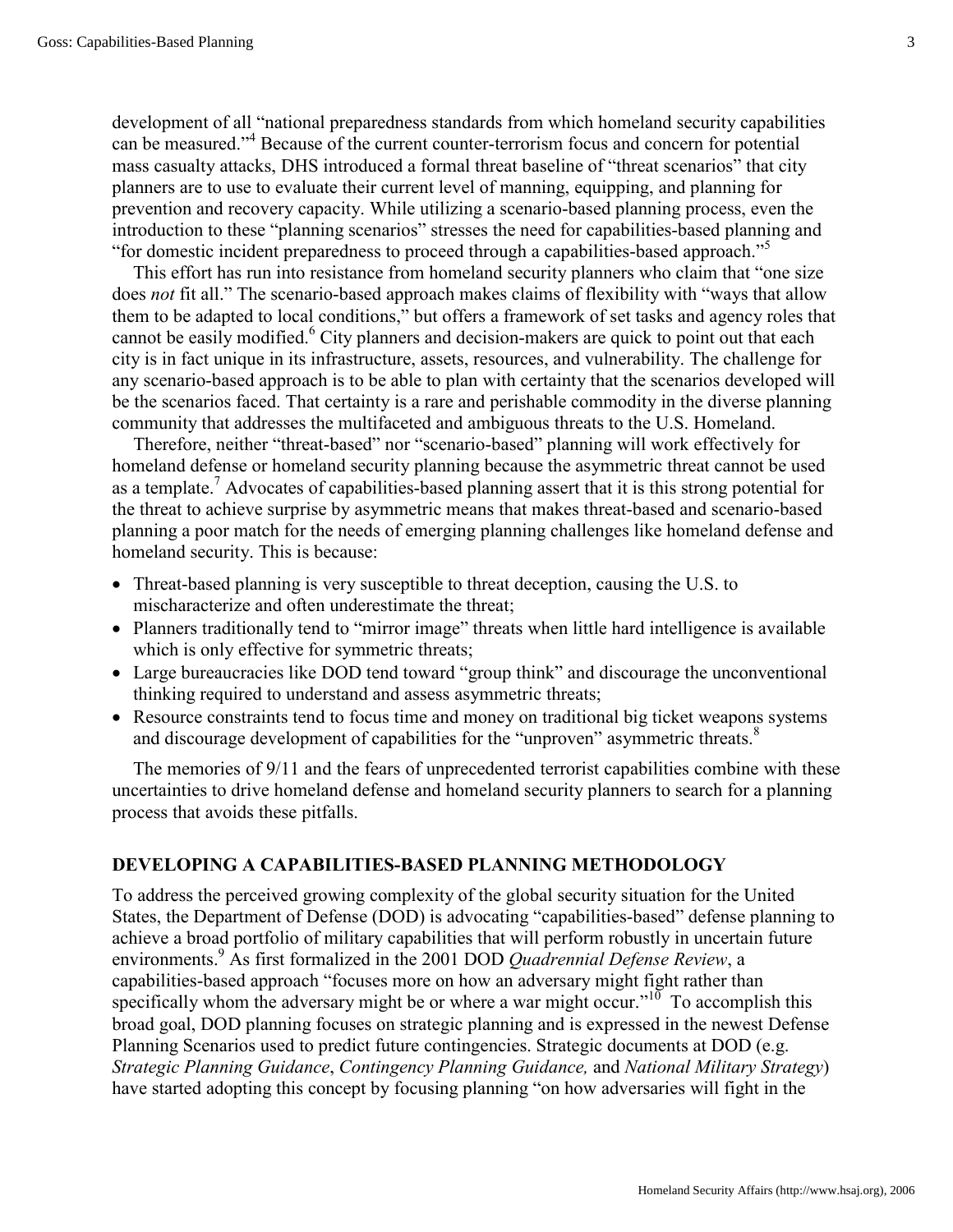development of all "national preparedness standards from which homeland security capabilities can be measured."[4] Because of the current counter-terrorism focus and concern for potential mass casualty attacks, DHS introduced a formal threat baseline of "threat scenarios" that city planners are to use to evaluate their current level of manning, equipping, and planning for prevention and recovery capacity. While utilizing a scenario-based planning process, even the introduction to these "planning scenarios" stresses the need for capabilities-based planning and "for domestic incident preparedness to proceed through a capabilities-based approach."[5]

This effort has run into resistance from homeland security planners who claim that "one size does *not* fit all." The scenario-based approach makes claims of flexibility with "ways that allow them to be adapted to local conditions," but offers a framework of set tasks and agency roles that cannot be easily modified.[6] City planners and decision-makers are quick to point out that each city is in fact unique in its infrastructure, assets, resources, and vulnerability. The challenge for any scenario-based approach is to be able to plan with certainty that the scenarios developed will be the scenarios faced. That certainty is a rare and perishable commodity in the diverse planning community that addresses the multifaceted and ambiguous threats to the U.S. Homeland.

Therefore, neither "threat-based" nor "scenario-based" planning will work effectively for homeland defense or homeland security planning because the asymmetric threat cannot be used as a template.[7] Advocates of capabilities-based planning assert that it is this strong potential for the threat to achieve surprise by asymmetric means that makes threat-based and scenario-based planning a poor match for the needs of emerging planning challenges like homeland defense and homeland security. This is because:

- Threat-based planning is very susceptible to threat deception, causing the U.S. to mischaracterize and often underestimate the threat;
- Planners traditionally tend to "mirror image" threats when little hard intelligence is available which is only effective for symmetric threats;
- Large bureaucracies like DOD tend toward "group think" and discourage the unconventional thinking required to understand and assess asymmetric threats;
- Resource constraints tend to focus time and money on traditional big ticket weapons systems and discourage development of capabilities for the "unproven" asymmetric threats.[8]

The memories of 9/11 and the fears of unprecedented terrorist capabilities combine with these uncertainties to drive homeland defense and homeland security planners to search for a planning process that avoids these pitfalls.

## DEVELOPING A CAPABILITIES-BASED PLANNING METHODOLOGY

To address the perceived growing complexity of the global security situation for the United States, the Department of Defense (DOD) is advocating "capabilities-based" defense planning to achieve a broad portfolio of military capabilities that will perform robustly in uncertain future environments.[9] As first formalized in the 2001 DOD *Quadrennial Defense Review*, a capabilities-based approach "focuses more on how an adversary might fight rather than specifically whom the adversary might be or where a war might occur."[10] To accomplish this broad goal, DOD planning focuses on strategic planning and is expressed in the newest Defense Planning Scenarios used to predict future contingencies. Strategic documents at DOD (e.g. *Strategic Planning Guidance*, *Contingency Planning Guidance,* and *National Military Strategy*) have started adopting this concept by focusing planning "on how adversaries will fight in the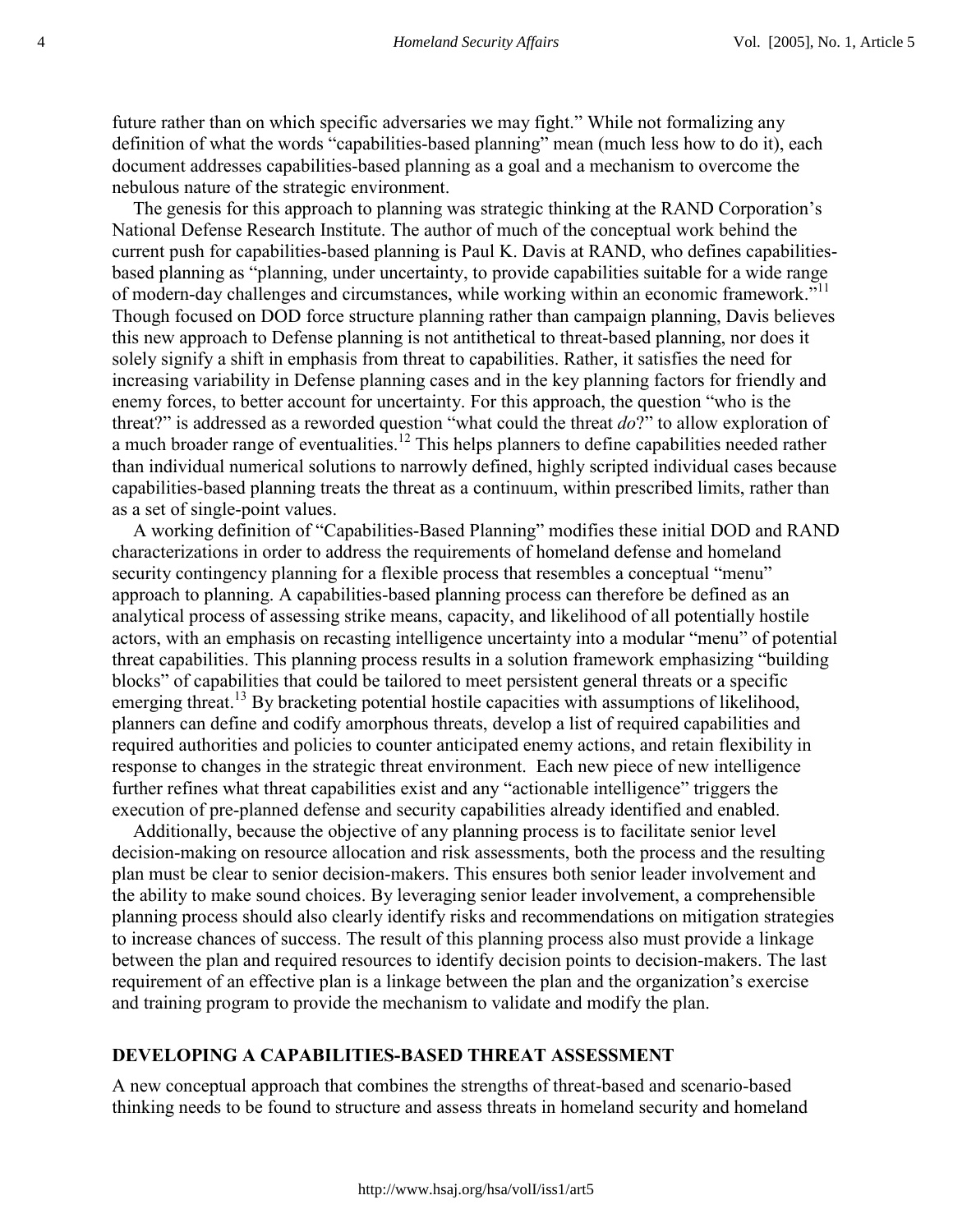future rather than on which specific adversaries we may fight." While not formalizing any definition of what the words "capabilities-based planning" mean (much less how to do it), each document addresses capabilities-based planning as a goal and a mechanism to overcome the nebulous nature of the strategic environment.

The genesis for this approach to planning was strategic thinking at the RAND Corporation's National Defense Research Institute. The author of much of the conceptual work behind the current push for capabilities-based planning is Paul K. Davis at RAND, who defines capabilities-based planning as "planning, under uncertainty, to provide capabilities suitable for a wide range of modern-day challenges and circumstances, while working within an economic framework."[11] Though focused on DOD force structure planning rather than campaign planning, Davis believes this new approach to Defense planning is not antithetical to threat-based planning, nor does it solely signify a shift in emphasis from threat to capabilities. Rather, it satisfies the need for increasing variability in Defense planning cases and in the key planning factors for friendly and enemy forces, to better account for uncertainty. For this approach, the question "who is the threat?" is addressed as a reworded question "what could the threat *do*?" to allow exploration of a much broader range of eventualities.[12] This helps planners to define capabilities needed rather than individual numerical solutions to narrowly defined, highly scripted individual cases because capabilities-based planning treats the threat as a continuum, within prescribed limits, rather than as a set of single-point values.

A working definition of "Capabilities-Based Planning" modifies these initial DOD and RAND characterizations in order to address the requirements of homeland defense and homeland security contingency planning for a flexible process that resembles a conceptual "menu" approach to planning. A capabilities-based planning process can therefore be defined as an analytical process of assessing strike means, capacity, and likelihood of all potentially hostile actors, with an emphasis on recasting intelligence uncertainty into a modular "menu" of potential threat capabilities. This planning process results in a solution framework emphasizing "building blocks" of capabilities that could be tailored to meet persistent general threats or a specific emerging threat.[13] By bracketing potential hostile capacities with assumptions of likelihood, planners can define and codify amorphous threats, develop a list of required capabilities and required authorities and policies to counter anticipated enemy actions, and retain flexibility in response to changes in the strategic threat environment. Each new piece of new intelligence further refines what threat capabilities exist and any "actionable intelligence" triggers the execution of pre-planned defense and security capabilities already identified and enabled.

Additionally, because the objective of any planning process is to facilitate senior level decision-making on resource allocation and risk assessments, both the process and the resulting plan must be clear to senior decision-makers. This ensures both senior leader involvement and the ability to make sound choices. By leveraging senior leader involvement, a comprehensible planning process should also clearly identify risks and recommendations on mitigation strategies to increase chances of success. The result of this planning process also must provide a linkage between the plan and required resources to identify decision points to decision-makers. The last requirement of an effective plan is a linkage between the plan and the organization's exercise and training program to provide the mechanism to validate and modify the plan.

## DEVELOPING A CAPABILITIES-BASED THREAT ASSESSMENT

A new conceptual approach that combines the strengths of threat-based and scenario-based thinking needs to be found to structure and assess threats in homeland security and homeland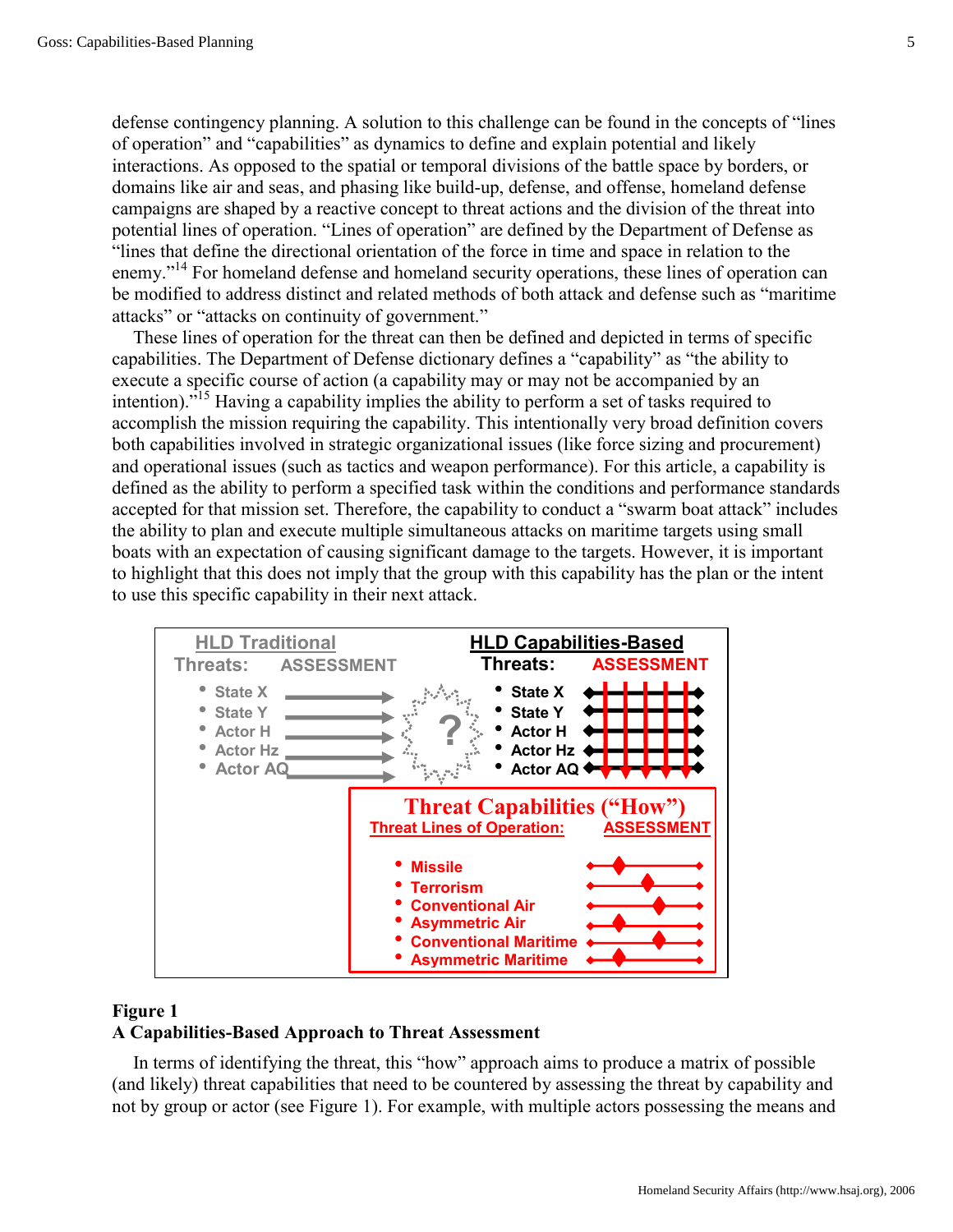defense contingency planning. A solution to this challenge can be found in the concepts of "lines of operation" and "capabilities" as dynamics to define and explain potential and likely interactions. As opposed to the spatial or temporal divisions of the battle space by borders, or domains like air and seas, and phasing like build-up, defense, and offense, homeland defense campaigns are shaped by a reactive concept to threat actions and the division of the threat into potential lines of operation. "Lines of operation" are defined by the Department of Defense as "lines that define the directional orientation of the force in time and space in relation to the enemy."[14] For homeland defense and homeland security operations, these lines of operation can be modified to address distinct and related methods of both attack and defense such as "maritime attacks" or "attacks on continuity of government."

These lines of operation for the threat can then be defined and depicted in terms of specific capabilities. The Department of Defense dictionary defines a "capability" as "the ability to execute a specific course of action (a capability may or may not be accompanied by an intention)."[15] Having a capability implies the ability to perform a set of tasks required to accomplish the mission requiring the capability. This intentionally very broad definition covers both capabilities involved in strategic organizational issues (like force sizing and procurement) and operational issues (such as tactics and weapon performance). For this article, a capability is defined as the ability to perform a specified task within the conditions and performance standards accepted for that mission set. Therefore, the capability to conduct a "swarm boat attack" includes the ability to plan and execute multiple simultaneous attacks on maritime targets using small boats with an expectation of causing significant damage to the targets. However, it is important to highlight that this does not imply that the group with this capability has the plan or the intent to use this specific capability in their next attack.

**HLD Traditional**
Threats: ASSESSMENT
- State X
- State Y
- Actor H
- Actor Hz
- Actor AQ

**HLD Capabilities-Based**
Threats: ASSESSMENT
- State X
- State Y
- Actor H
- Actor Hz
- Actor AQ

**Threat Capabilities ("How")**
Threat Lines of Operation: ASSESSMENT
- Missile
- Terrorism
- Conventional Air
- Asymmetric Air
- Conventional Maritime
- Asymmetric Maritime

**Figure 1**
**A Capabilities-Based Approach to Threat Assessment**

In terms of identifying the threat, this "how" approach aims to produce a matrix of possible (and likely) threat capabilities that need to be countered by assessing the threat by capability and not by group or actor (see Figure 1). For example, with multiple actors possessing the means and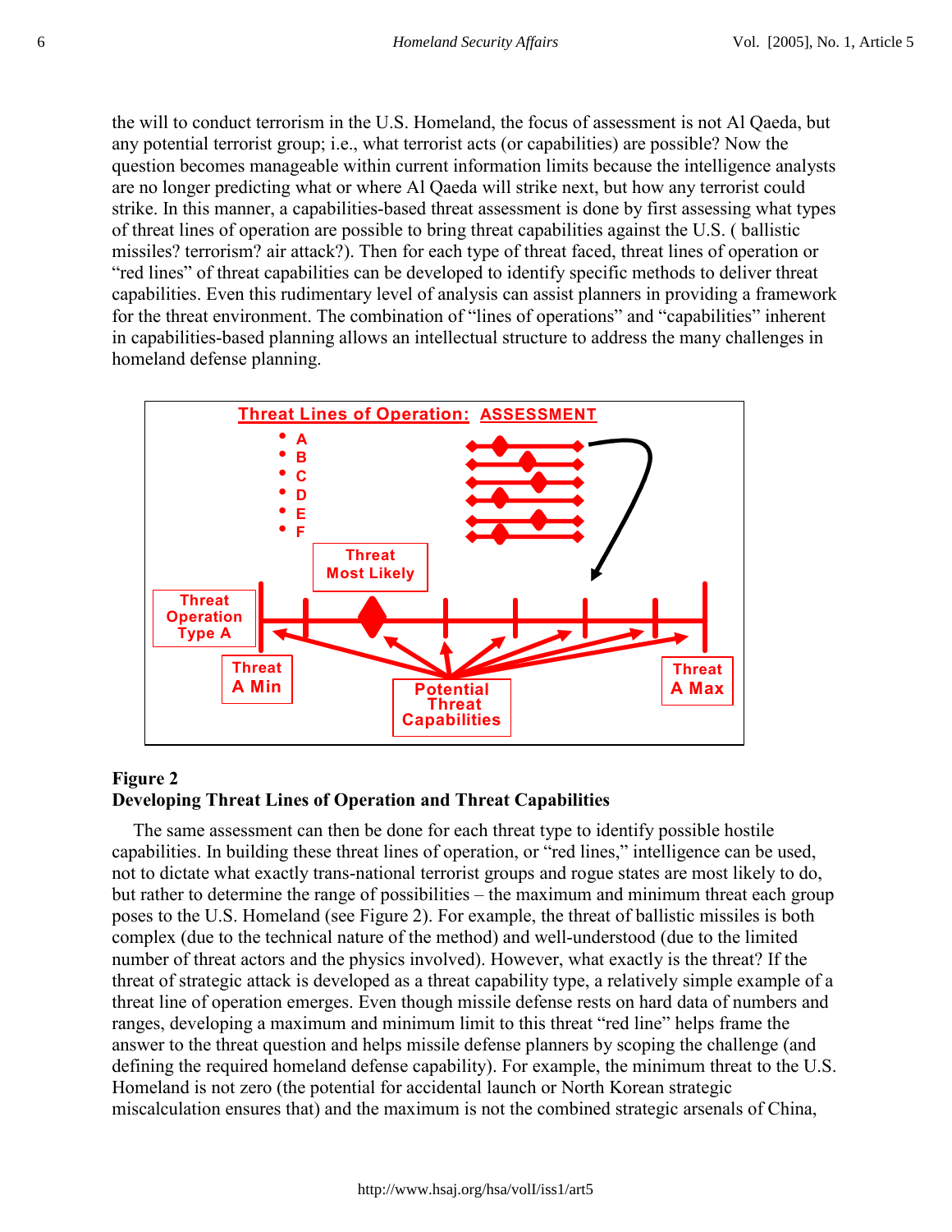the will to conduct terrorism in the U.S. Homeland, the focus of assessment is not Al Qaeda, but any potential terrorist group; i.e., what terrorist acts (or capabilities) are possible? Now the question becomes manageable within current information limits because the intelligence analysts are no longer predicting what or where Al Qaeda will strike next, but how any terrorist could strike. In this manner, a capabilities-based threat assessment is done by first assessing what types of threat lines of operation are possible to bring threat capabilities against the U.S. ( ballistic missiles? terrorism? air attack?). Then for each type of threat faced, threat lines of operation or "red lines" of threat capabilities can be developed to identify specific methods to deliver threat capabilities. Even this rudimentary level of analysis can assist planners in providing a framework for the threat environment. The combination of "lines of operations" and "capabilities" inherent in capabilities-based planning allows an intellectual structure to address the many challenges in homeland defense planning.

**Figure 2**
**Developing Threat Lines of Operation and Threat Capabilities**

The same assessment can then be done for each threat type to identify possible hostile capabilities. In building these threat lines of operation, or "red lines," intelligence can be used, not to dictate what exactly trans-national terrorist groups and rogue states are most likely to do, but rather to determine the range of possibilities – the maximum and minimum threat each group poses to the U.S. Homeland (see Figure 2). For example, the threat of ballistic missiles is both complex (due to the technical nature of the method) and well-understood (due to the limited number of threat actors and the physics involved). However, what exactly is the threat? If the threat of strategic attack is developed as a threat capability type, a relatively simple example of a threat line of operation emerges. Even though missile defense rests on hard data of numbers and ranges, developing a maximum and minimum limit to this threat "red line" helps frame the answer to the threat question and helps missile defense planners by scoping the challenge (and defining the required homeland defense capability). For example, the minimum threat to the U.S. Homeland is not zero (the potential for accidental launch or North Korean strategic miscalculation ensures that) and the maximum is not the combined strategic arsenals of China,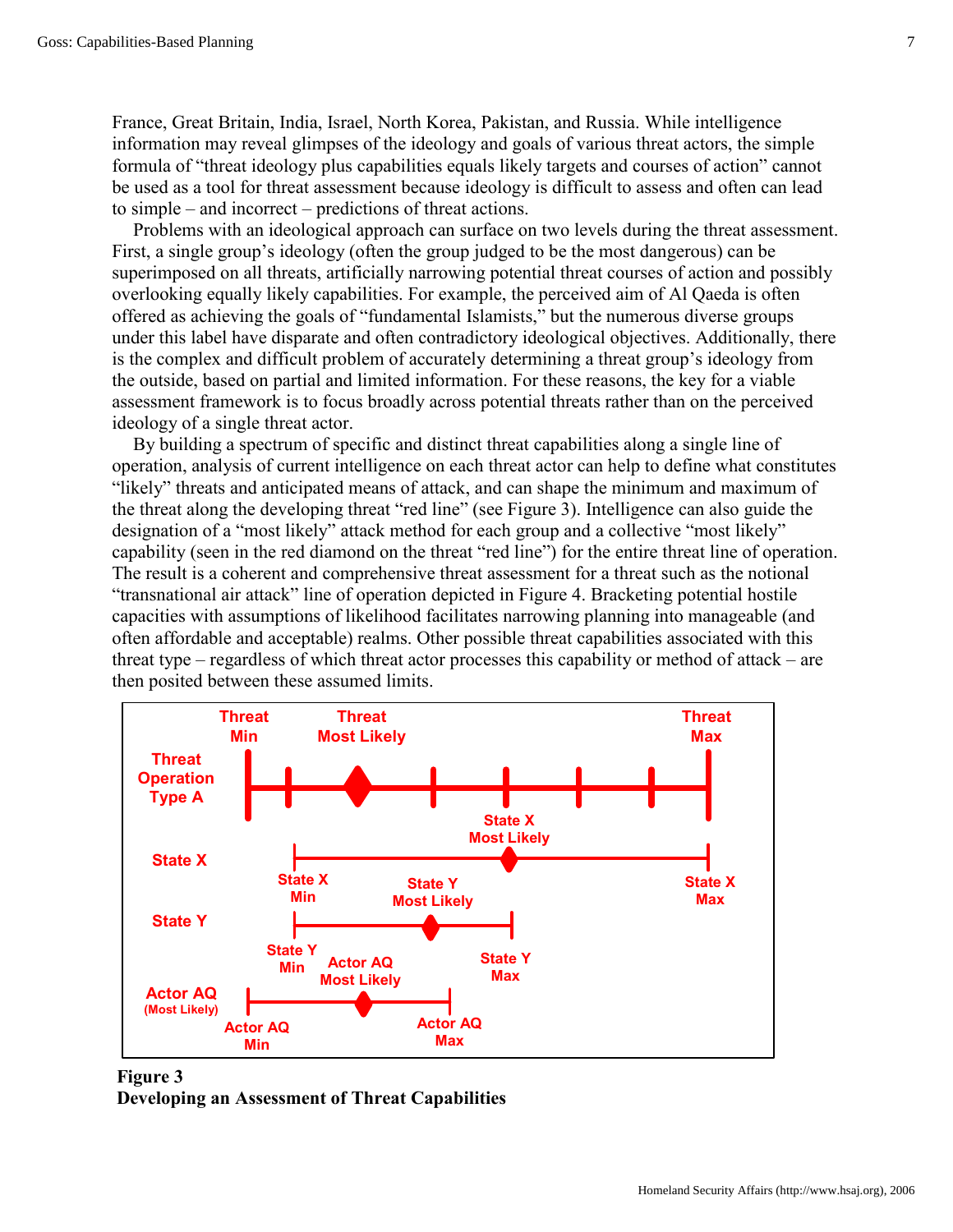France, Great Britain, India, Israel, North Korea, Pakistan, and Russia. While intelligence information may reveal glimpses of the ideology and goals of various threat actors, the simple formula of "threat ideology plus capabilities equals likely targets and courses of action" cannot be used as a tool for threat assessment because ideology is difficult to assess and often can lead to simple – and incorrect – predictions of threat actions.

Problems with an ideological approach can surface on two levels during the threat assessment. First, a single group's ideology (often the group judged to be the most dangerous) can be superimposed on all threats, artificially narrowing potential threat courses of action and possibly overlooking equally likely capabilities. For example, the perceived aim of Al Qaeda is often offered as achieving the goals of "fundamental Islamists," but the numerous diverse groups under this label have disparate and often contradictory ideological objectives. Additionally, there is the complex and difficult problem of accurately determining a threat group's ideology from the outside, based on partial and limited information. For these reasons, the key for a viable assessment framework is to focus broadly across potential threats rather than on the perceived ideology of a single threat actor.

By building a spectrum of specific and distinct threat capabilities along a single line of operation, analysis of current intelligence on each threat actor can help to define what constitutes "likely" threats and anticipated means of attack, and can shape the minimum and maximum of the threat along the developing threat "red line" (see Figure 3). Intelligence can also guide the designation of a "most likely" attack method for each group and a collective "most likely" capability (seen in the red diamond on the threat "red line") for the entire threat line of operation. The result is a coherent and comprehensive threat assessment for a threat such as the notional "transnational air attack" line of operation depicted in Figure 4. Bracketing potential hostile capacities with assumptions of likelihood facilitates narrowing planning into manageable (and often affordable and acceptable) realms. Other possible threat capabilities associated with this threat type – regardless of which threat actor processes this capability or method of attack – are then posited between these assumed limits.

**Figure 3**
**Developing an Assessment of Threat Capabilities**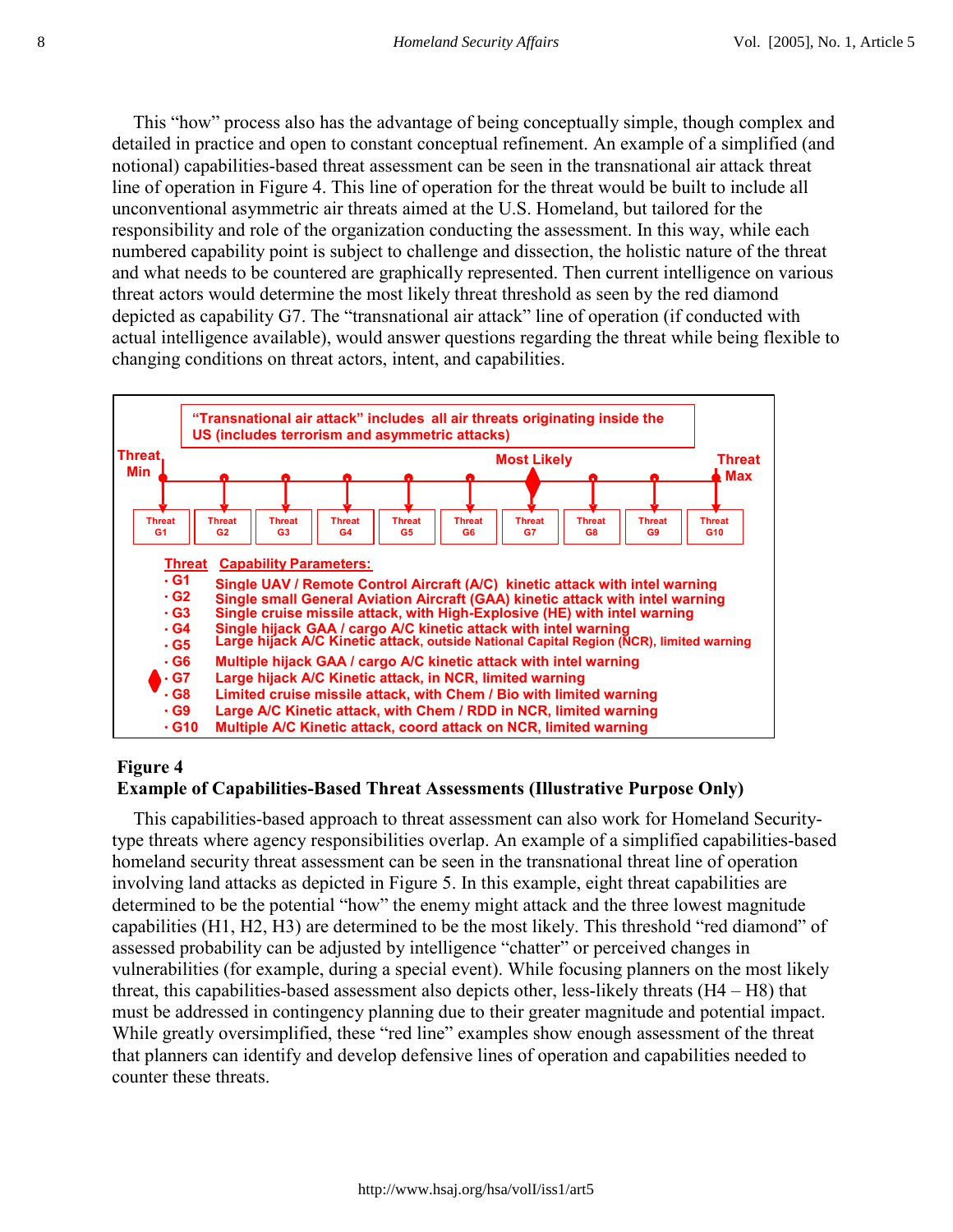This "how" process also has the advantage of being conceptually simple, though complex and detailed in practice and open to constant conceptual refinement. An example of a simplified (and notional) capabilities-based threat assessment can be seen in the transnational air attack threat line of operation in Figure 4. This line of operation for the threat would be built to include all unconventional asymmetric air threats aimed at the U.S. Homeland, but tailored for the responsibility and role of the organization conducting the assessment. In this way, while each numbered capability point is subject to challenge and dissection, the holistic nature of the threat and what needs to be countered are graphically represented. Then current intelligence on various threat actors would determine the most likely threat threshold as seen by the red diamond depicted as capability G7. The "transnational air attack" line of operation (if conducted with actual intelligence available), would answer questions regarding the threat while being flexible to changing conditions on threat actors, intent, and capabilities.

"Transnational air attack" includes all air threats originating inside the US (includes terrorism and asymmetric attacks)

Threat Min — Threat G1 | Threat G2 | Threat G3 | Threat G4 | Threat G5 | Threat G6 | Threat G7 (Most Likely) | Threat G8 | Threat G9 | Threat G10 — Threat Max

**Threat Capability Parameters:**

- G1 Single UAV / Remote Control Aircraft (A/C) kinetic attack with intel warning
- G2 Single small General Aviation Aircraft (GAA) kinetic attack with intel warning
- G3 Single cruise missile attack, with High-Explosive (HE) with intel warning
- G4 Single hijack GAA / cargo A/C kinetic attack with intel warning
- G5 Large hijack A/C Kinetic attack, outside National Capital Region (NCR), limited warning
- G6 Multiple hijack GAA / cargo A/C kinetic attack with intel warning
- G7 Large hijack A/C Kinetic attack, in NCR, limited warning
- G8 Limited cruise missile attack, with Chem / Bio with limited warning
- G9 Large A/C Kinetic attack, with Chem / RDD in NCR, limited warning
- G10 Multiple A/C Kinetic attack, coord attack on NCR, limited warning

**Figure 4**
**Example of Capabilities-Based Threat Assessments (Illustrative Purpose Only)**

This capabilities-based approach to threat assessment can also work for Homeland Security-type threats where agency responsibilities overlap. An example of a simplified capabilities-based homeland security threat assessment can be seen in the transnational threat line of operation involving land attacks as depicted in Figure 5. In this example, eight threat capabilities are determined to be the potential "how" the enemy might attack and the three lowest magnitude capabilities (H1, H2, H3) are determined to be the most likely. This threshold "red diamond" of assessed probability can be adjusted by intelligence "chatter" or perceived changes in vulnerabilities (for example, during a special event). While focusing planners on the most likely threat, this capabilities-based assessment also depicts other, less-likely threats (H4 – H8) that must be addressed in contingency planning due to their greater magnitude and potential impact. While greatly oversimplified, these "red line" examples show enough assessment of the threat that planners can identify and develop defensive lines of operation and capabilities needed to counter these threats.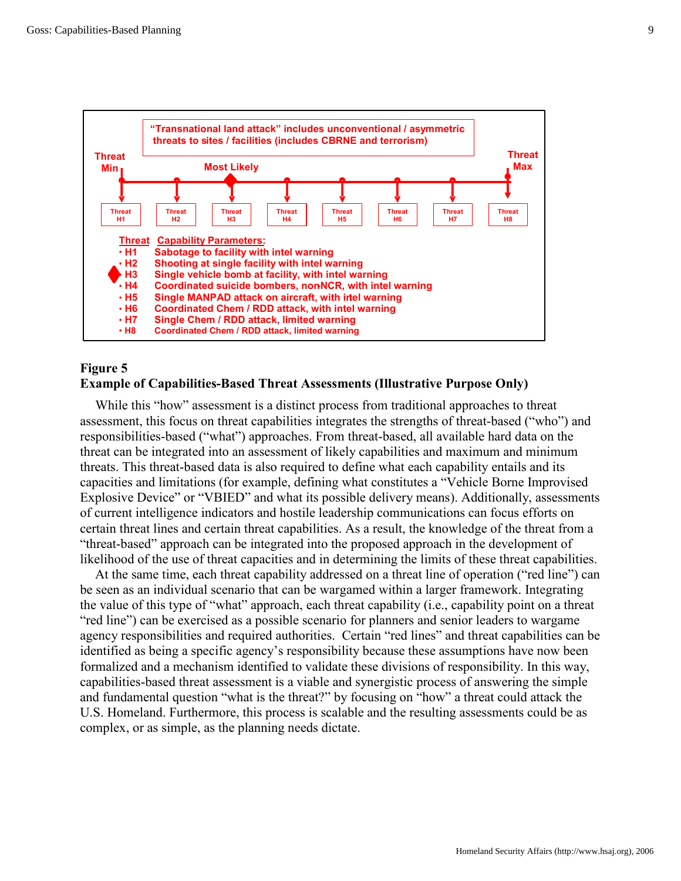"Transnational land attack" includes unconventional / asymmetric threats to sites / facilities (includes CBRNE and terrorism)

Threat Min — Most Likely — Threat Max

Threat H1 | Threat H2 | Threat H3 | Threat H4 | Threat H5 | Threat H6 | Threat H7 | Threat H8

**Threat Capability Parameters:**

- H1 Sabotage to facility with intel warning
- H2 Shooting at single facility with intel warning
- H3 Single vehicle bomb at facility, with intel warning
- H4 Coordinated suicide bombers, nonNCR, with intel warning
- H5 Single MANPAD attack on aircraft, with intel warning
- H6 Coordinated Chem / RDD attack, with intel warning
- H7 Single Chem / RDD attack, limited warning
- H8 Coordinated Chem / RDD attack, limited warning

**Figure 5**
**Example of Capabilities-Based Threat Assessments (Illustrative Purpose Only)**

While this "how" assessment is a distinct process from traditional approaches to threat assessment, this focus on threat capabilities integrates the strengths of threat-based ("who") and responsibilities-based ("what") approaches. From threat-based, all available hard data on the threat can be integrated into an assessment of likely capabilities and maximum and minimum threats. This threat-based data is also required to define what each capability entails and its capacities and limitations (for example, defining what constitutes a "Vehicle Borne Improvised Explosive Device" or "VBIED" and what its possible delivery means). Additionally, assessments of current intelligence indicators and hostile leadership communications can focus efforts on certain threat lines and certain threat capabilities. As a result, the knowledge of the threat from a "threat-based" approach can be integrated into the proposed approach in the development of likelihood of the use of threat capacities and in determining the limits of these threat capabilities.

At the same time, each threat capability addressed on a threat line of operation ("red line") can be seen as an individual scenario that can be wargamed within a larger framework. Integrating the value of this type of "what" approach, each threat capability (i.e., capability point on a threat "red line") can be exercised as a possible scenario for planners and senior leaders to wargame agency responsibilities and required authorities. Certain "red lines" and threat capabilities can be identified as being a specific agency's responsibility because these assumptions have now been formalized and a mechanism identified to validate these divisions of responsibility. In this way, capabilities-based threat assessment is a viable and synergistic process of answering the simple and fundamental question "what is the threat?" by focusing on "how" a threat could attack the U.S. Homeland. Furthermore, this process is scalable and the resulting assessments could be as complex, or as simple, as the planning needs dictate.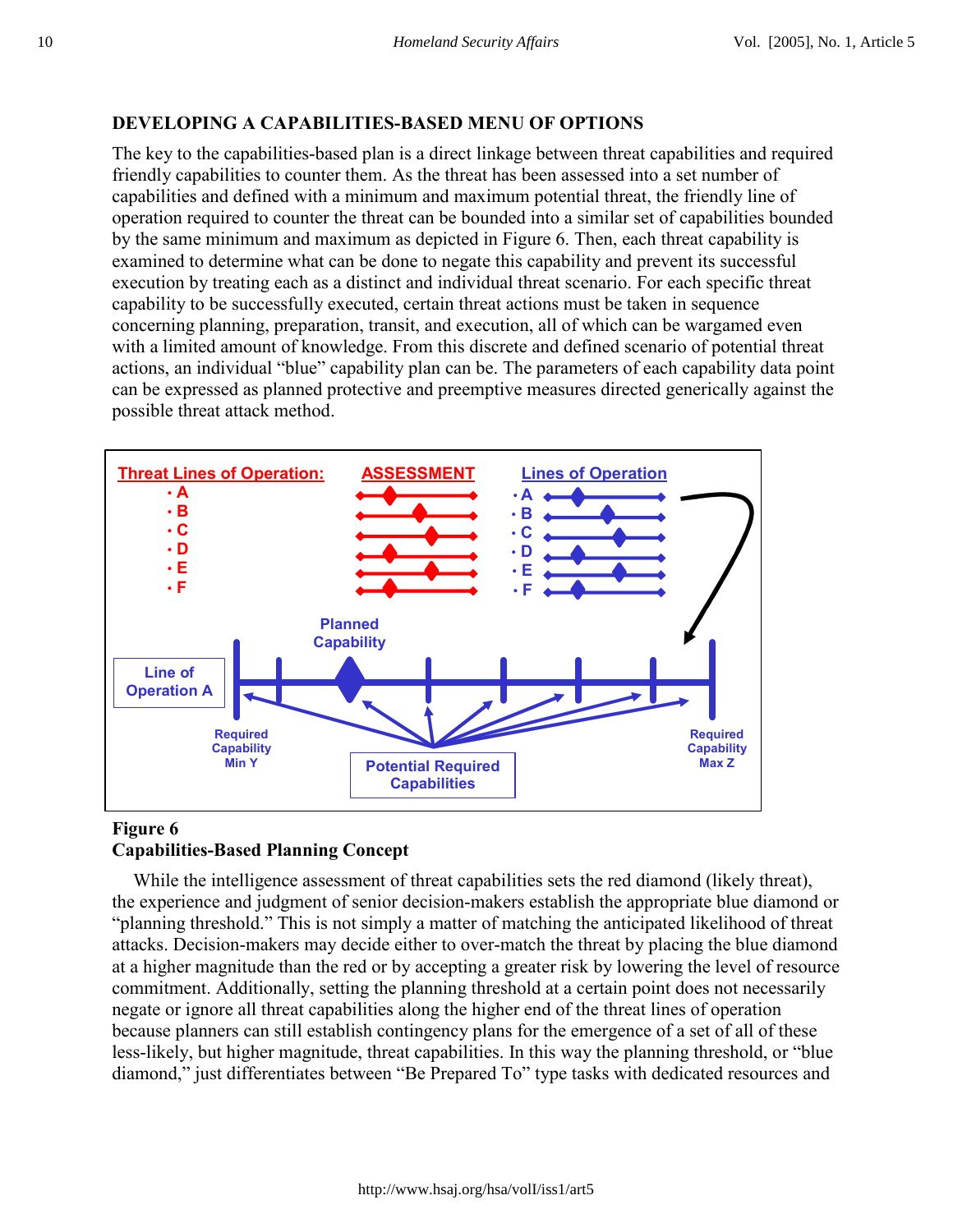## DEVELOPING A CAPABILITIES-BASED MENU OF OPTIONS

The key to the capabilities-based plan is a direct linkage between threat capabilities and required friendly capabilities to counter them. As the threat has been assessed into a set number of capabilities and defined with a minimum and maximum potential threat, the friendly line of operation required to counter the threat can be bounded into a similar set of capabilities bounded by the same minimum and maximum as depicted in Figure 6. Then, each threat capability is examined to determine what can be done to negate this capability and prevent its successful execution by treating each as a distinct and individual threat scenario. For each specific threat capability to be successfully executed, certain threat actions must be taken in sequence concerning planning, preparation, transit, and execution, all of which can be wargamed even with a limited amount of knowledge. From this discrete and defined scenario of potential threat actions, an individual "blue" capability plan can be. The parameters of each capability data point can be expressed as planned protective and preemptive measures directed generically against the possible threat attack method.

**Figure 6**
**Capabilities-Based Planning Concept**

While the intelligence assessment of threat capabilities sets the red diamond (likely threat), the experience and judgment of senior decision-makers establish the appropriate blue diamond or "planning threshold." This is not simply a matter of matching the anticipated likelihood of threat attacks. Decision-makers may decide either to over-match the threat by placing the blue diamond at a higher magnitude than the red or by accepting a greater risk by lowering the level of resource commitment. Additionally, setting the planning threshold at a certain point does not necessarily negate or ignore all threat capabilities along the higher end of the threat lines of operation because planners can still establish contingency plans for the emergence of a set of all of these less-likely, but higher magnitude, threat capabilities. In this way the planning threshold, or "blue diamond," just differentiates between "Be Prepared To" type tasks with dedicated resources and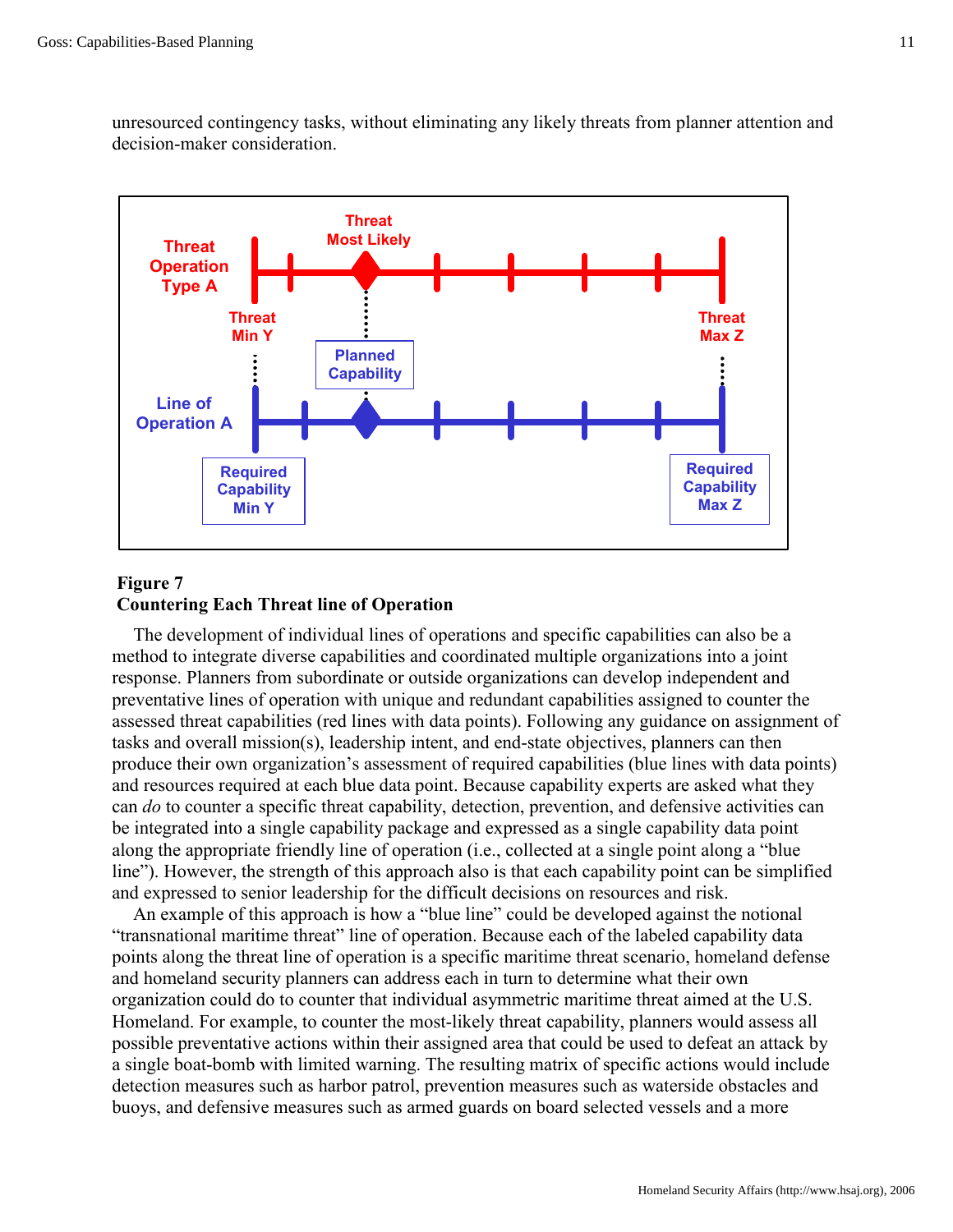unresourced contingency tasks, without eliminating any likely threats from planner attention and decision-maker consideration.

**Figure 7**
**Countering Each Threat line of Operation**

The development of individual lines of operations and specific capabilities can also be a method to integrate diverse capabilities and coordinated multiple organizations into a joint response. Planners from subordinate or outside organizations can develop independent and preventative lines of operation with unique and redundant capabilities assigned to counter the assessed threat capabilities (red lines with data points). Following any guidance on assignment of tasks and overall mission(s), leadership intent, and end-state objectives, planners can then produce their own organization's assessment of required capabilities (blue lines with data points) and resources required at each blue data point. Because capability experts are asked what they can *do* to counter a specific threat capability, detection, prevention, and defensive activities can be integrated into a single capability package and expressed as a single capability data point along the appropriate friendly line of operation (i.e., collected at a single point along a "blue line"). However, the strength of this approach also is that each capability point can be simplified and expressed to senior leadership for the difficult decisions on resources and risk.

An example of this approach is how a "blue line" could be developed against the notional "transnational maritime threat" line of operation. Because each of the labeled capability data points along the threat line of operation is a specific maritime threat scenario, homeland defense and homeland security planners can address each in turn to determine what their own organization could do to counter that individual asymmetric maritime threat aimed at the U.S. Homeland. For example, to counter the most-likely threat capability, planners would assess all possible preventative actions within their assigned area that could be used to defeat an attack by a single boat-bomb with limited warning. The resulting matrix of specific actions would include detection measures such as harbor patrol, prevention measures such as waterside obstacles and buoys, and defensive measures such as armed guards on board selected vessels and a more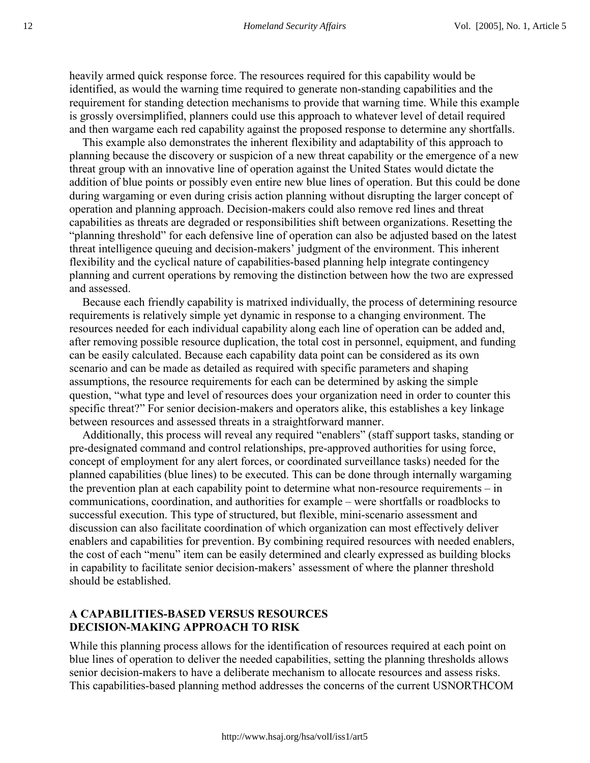heavily armed quick response force. The resources required for this capability would be identified, as would the warning time required to generate non-standing capabilities and the requirement for standing detection mechanisms to provide that warning time. While this example is grossly oversimplified, planners could use this approach to whatever level of detail required and then wargame each red capability against the proposed response to determine any shortfalls.

This example also demonstrates the inherent flexibility and adaptability of this approach to planning because the discovery or suspicion of a new threat capability or the emergence of a new threat group with an innovative line of operation against the United States would dictate the addition of blue points or possibly even entire new blue lines of operation. But this could be done during wargaming or even during crisis action planning without disrupting the larger concept of operation and planning approach. Decision-makers could also remove red lines and threat capabilities as threats are degraded or responsibilities shift between organizations. Resetting the "planning threshold" for each defensive line of operation can also be adjusted based on the latest threat intelligence queuing and decision-makers' judgment of the environment. This inherent flexibility and the cyclical nature of capabilities-based planning help integrate contingency planning and current operations by removing the distinction between how the two are expressed and assessed.

Because each friendly capability is matrixed individually, the process of determining resource requirements is relatively simple yet dynamic in response to a changing environment. The resources needed for each individual capability along each line of operation can be added and, after removing possible resource duplication, the total cost in personnel, equipment, and funding can be easily calculated. Because each capability data point can be considered as its own scenario and can be made as detailed as required with specific parameters and shaping assumptions, the resource requirements for each can be determined by asking the simple question, "what type and level of resources does your organization need in order to counter this specific threat?" For senior decision-makers and operators alike, this establishes a key linkage between resources and assessed threats in a straightforward manner.

Additionally, this process will reveal any required "enablers" (staff support tasks, standing or pre-designated command and control relationships, pre-approved authorities for using force, concept of employment for any alert forces, or coordinated surveillance tasks) needed for the planned capabilities (blue lines) to be executed. This can be done through internally wargaming the prevention plan at each capability point to determine what non-resource requirements – in communications, coordination, and authorities for example – were shortfalls or roadblocks to successful execution. This type of structured, but flexible, mini-scenario assessment and discussion can also facilitate coordination of which organization can most effectively deliver enablers and capabilities for prevention. By combining required resources with needed enablers, the cost of each "menu" item can be easily determined and clearly expressed as building blocks in capability to facilitate senior decision-makers' assessment of where the planner threshold should be established.

## A CAPABILITIES-BASED VERSUS RESOURCES DECISION-MAKING APPROACH TO RISK

While this planning process allows for the identification of resources required at each point on blue lines of operation to deliver the needed capabilities, setting the planning thresholds allows senior decision-makers to have a deliberate mechanism to allocate resources and assess risks. This capabilities-based planning method addresses the concerns of the current USNORTHCOM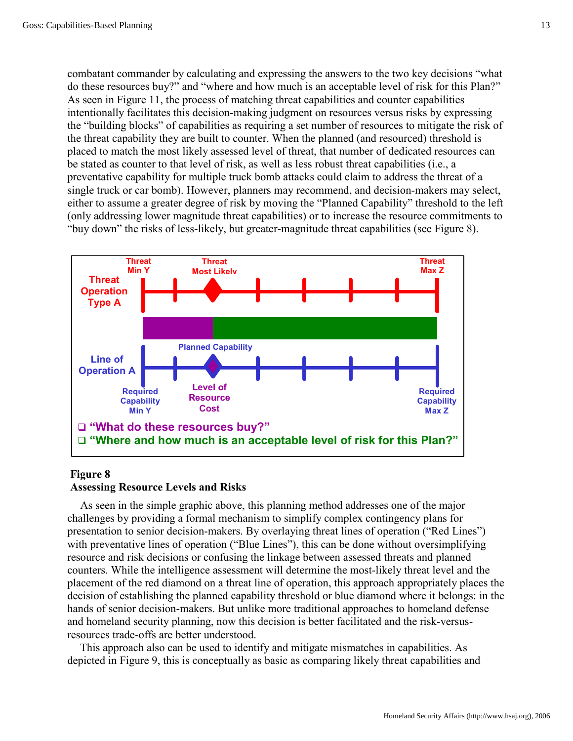combatant commander by calculating and expressing the answers to the two key decisions "what do these resources buy?" and "where and how much is an acceptable level of risk for this Plan?" As seen in Figure 11, the process of matching threat capabilities and counter capabilities intentionally facilitates this decision-making judgment on resources versus risks by expressing the "building blocks" of capabilities as requiring a set number of resources to mitigate the risk of the threat capability they are built to counter. When the planned (and resourced) threshold is placed to match the most likely assessed level of threat, that number of dedicated resources can be stated as counter to that level of risk, as well as less robust threat capabilities (i.e., a preventative capability for multiple truck bomb attacks could claim to address the threat of a single truck or car bomb). However, planners may recommend, and decision-makers may select, either to assume a greater degree of risk by moving the "Planned Capability" threshold to the left (only addressing lower magnitude threat capabilities) or to increase the resource commitments to "buy down" the risks of less-likely, but greater-magnitude threat capabilities (see Figure 8).

**Figure 8**
**Assessing Resource Levels and Risks**

As seen in the simple graphic above, this planning method addresses one of the major challenges by providing a formal mechanism to simplify complex contingency plans for presentation to senior decision-makers. By overlaying threat lines of operation ("Red Lines") with preventative lines of operation ("Blue Lines"), this can be done without oversimplifying resource and risk decisions or confusing the linkage between assessed threats and planned counters. While the intelligence assessment will determine the most-likely threat level and the placement of the red diamond on a threat line of operation, this approach appropriately places the decision of establishing the planned capability threshold or blue diamond where it belongs: in the hands of senior decision-makers. But unlike more traditional approaches to homeland defense and homeland security planning, now this decision is better facilitated and the risk-versus-resources trade-offs are better understood.

This approach also can be used to identify and mitigate mismatches in capabilities. As depicted in Figure 9, this is conceptually as basic as comparing likely threat capabilities and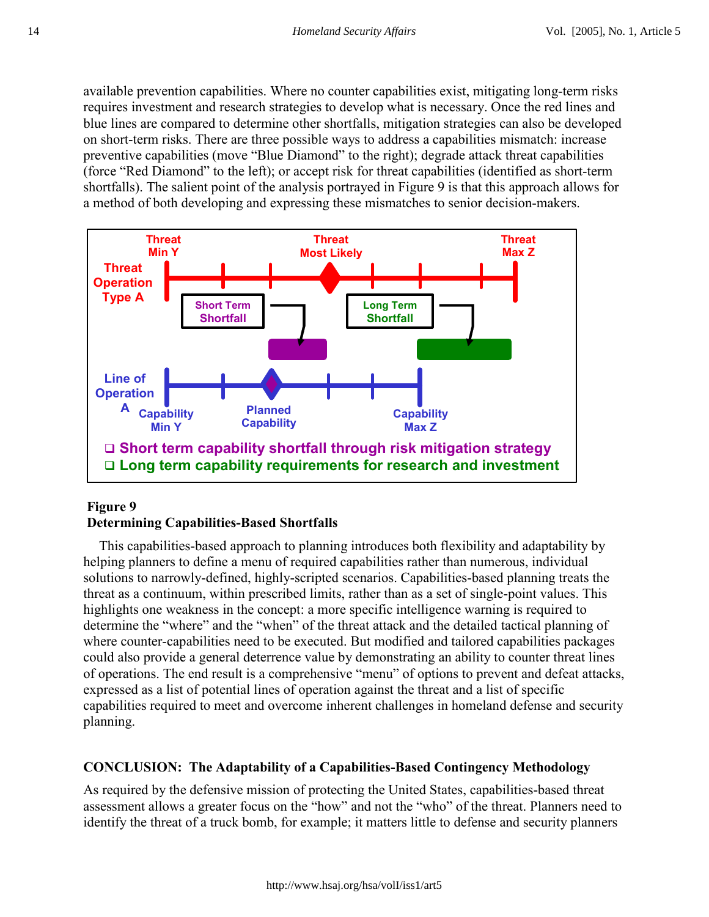available prevention capabilities. Where no counter capabilities exist, mitigating long-term risks requires investment and research strategies to develop what is necessary. Once the red lines and blue lines are compared to determine other shortfalls, mitigation strategies can also be developed on short-term risks. There are three possible ways to address a capabilities mismatch: increase preventive capabilities (move "Blue Diamond" to the right); degrade attack threat capabilities (force "Red Diamond" to the left); or accept risk for threat capabilities (identified as short-term shortfalls). The salient point of the analysis portrayed in Figure 9 is that this approach allows for a method of both developing and expressing these mismatches to senior decision-makers.

Threat Min Y | Threat Most Likely | Threat Max Z

Threat Operation Type A

Short Term Shortfall | Long Term Shortfall

Line of Operation A | Capability Min Y | Planned Capability | Capability Max Z

- Short term capability shortfall through risk mitigation strategy
- Long term capability requirements for research and investment

**Figure 9**
**Determining Capabilities-Based Shortfalls**

This capabilities-based approach to planning introduces both flexibility and adaptability by helping planners to define a menu of required capabilities rather than numerous, individual solutions to narrowly-defined, highly-scripted scenarios. Capabilities-based planning treats the threat as a continuum, within prescribed limits, rather than as a set of single-point values. This highlights one weakness in the concept: a more specific intelligence warning is required to determine the "where" and the "when" of the threat attack and the detailed tactical planning of where counter-capabilities need to be executed. But modified and tailored capabilities packages could also provide a general deterrence value by demonstrating an ability to counter threat lines of operations. The end result is a comprehensive "menu" of options to prevent and defeat attacks, expressed as a list of potential lines of operation against the threat and a list of specific capabilities required to meet and overcome inherent challenges in homeland defense and security planning.

## CONCLUSION: The Adaptability of a Capabilities-Based Contingency Methodology

As required by the defensive mission of protecting the United States, capabilities-based threat assessment allows a greater focus on the "how" and not the "who" of the threat. Planners need to identify the threat of a truck bomb, for example; it matters little to defense and security planners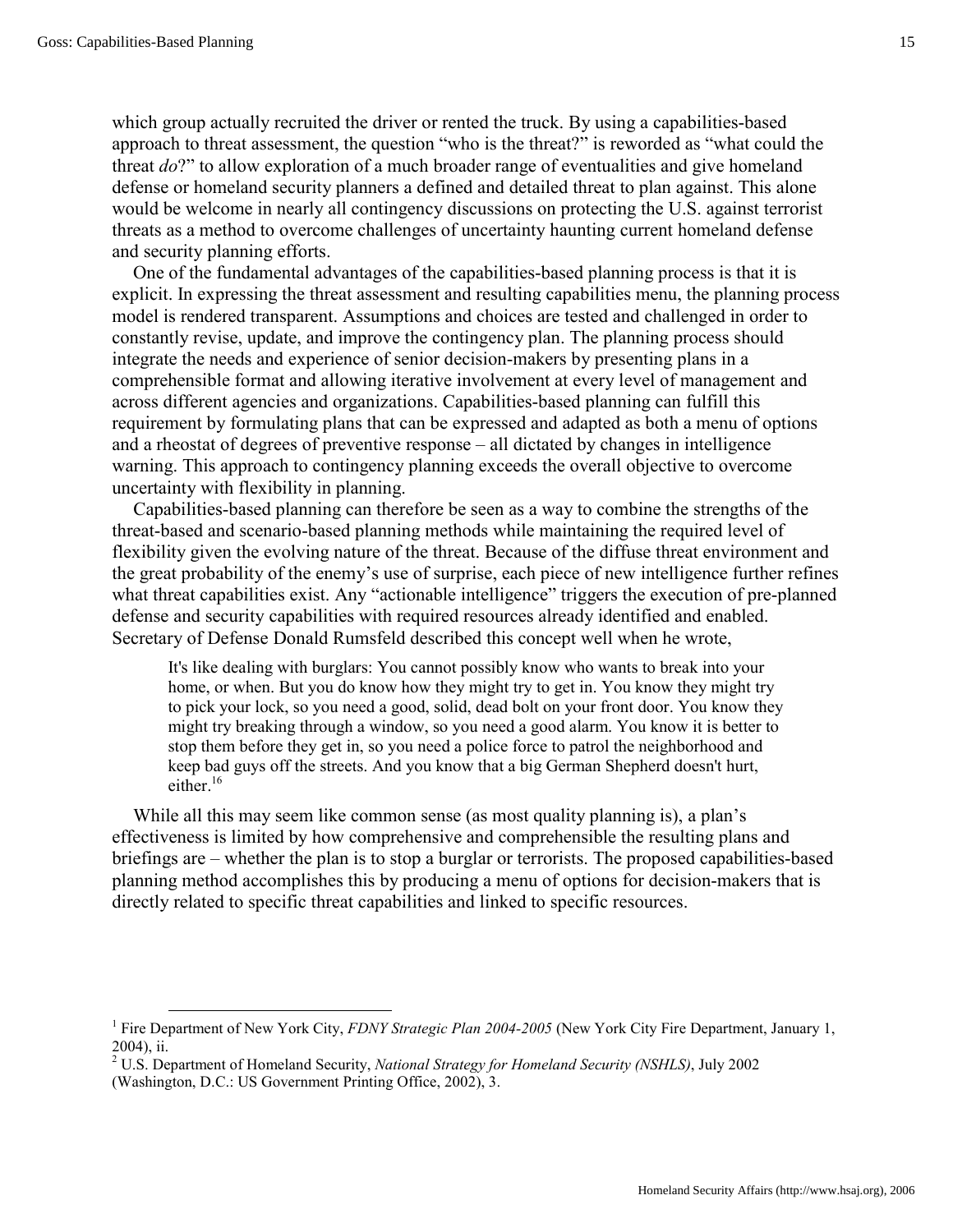which group actually recruited the driver or rented the truck. By using a capabilities-based approach to threat assessment, the question "who is the threat?" is reworded as "what could the threat *do*?" to allow exploration of a much broader range of eventualities and give homeland defense or homeland security planners a defined and detailed threat to plan against. This alone would be welcome in nearly all contingency discussions on protecting the U.S. against terrorist threats as a method to overcome challenges of uncertainty haunting current homeland defense and security planning efforts.

One of the fundamental advantages of the capabilities-based planning process is that it is explicit. In expressing the threat assessment and resulting capabilities menu, the planning process model is rendered transparent. Assumptions and choices are tested and challenged in order to constantly revise, update, and improve the contingency plan. The planning process should integrate the needs and experience of senior decision-makers by presenting plans in a comprehensible format and allowing iterative involvement at every level of management and across different agencies and organizations. Capabilities-based planning can fulfill this requirement by formulating plans that can be expressed and adapted as both a menu of options and a rheostat of degrees of preventive response – all dictated by changes in intelligence warning. This approach to contingency planning exceeds the overall objective to overcome uncertainty with flexibility in planning.

Capabilities-based planning can therefore be seen as a way to combine the strengths of the threat-based and scenario-based planning methods while maintaining the required level of flexibility given the evolving nature of the threat. Because of the diffuse threat environment and the great probability of the enemy's use of surprise, each piece of new intelligence further refines what threat capabilities exist. Any "actionable intelligence" triggers the execution of pre-planned defense and security capabilities with required resources already identified and enabled. Secretary of Defense Donald Rumsfeld described this concept well when he wrote,

> It's like dealing with burglars: You cannot possibly know who wants to break into your home, or when. But you do know how they might try to get in. You know they might try to pick your lock, so you need a good, solid, dead bolt on your front door. You know they might try breaking through a window, so you need a good alarm. You know it is better to stop them before they get in, so you need a police force to patrol the neighborhood and keep bad guys off the streets. And you know that a big German Shepherd doesn't hurt, either.[16]

While all this may seem like common sense (as most quality planning is), a plan's effectiveness is limited by how comprehensive and comprehensible the resulting plans and briefings are – whether the plan is to stop a burglar or terrorists. The proposed capabilities-based planning method accomplishes this by producing a menu of options for decision-makers that is directly related to specific threat capabilities and linked to specific resources.

---

[1] Fire Department of New York City, *FDNY Strategic Plan 2004-2005* (New York City Fire Department, January 1, 2004), ii.

[2] U.S. Department of Homeland Security, *National Strategy for Homeland Security (NSHLS)*, July 2002 (Washington, D.C.: US Government Printing Office, 2002), 3.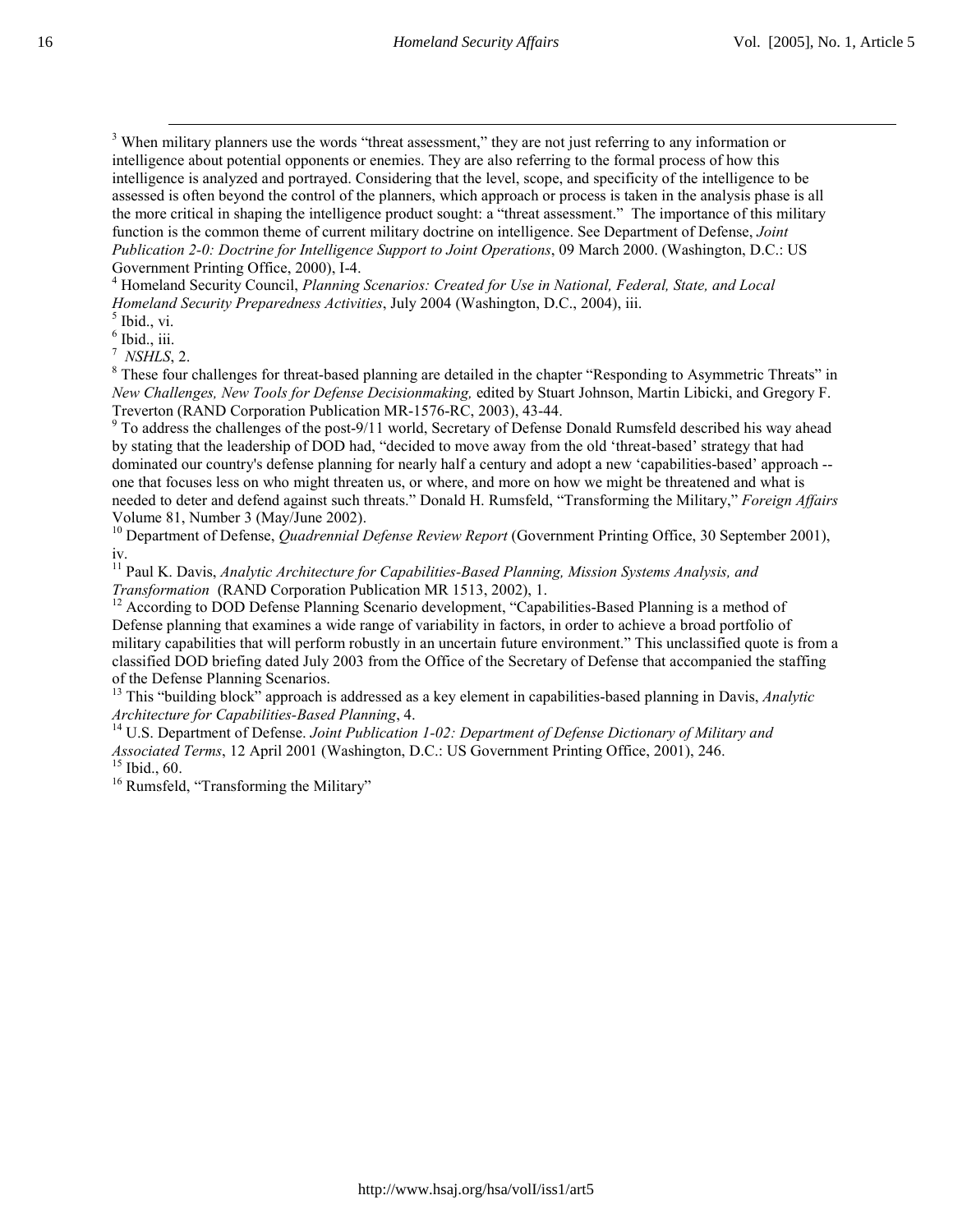[3] When military planners use the words "threat assessment," they are not just referring to any information or intelligence about potential opponents or enemies. They are also referring to the formal process of how this intelligence is analyzed and portrayed. Considering that the level, scope, and specificity of the intelligence to be assessed is often beyond the control of the planners, which approach or process is taken in the analysis phase is all the more critical in shaping the intelligence product sought: a "threat assessment." The importance of this military function is the common theme of current military doctrine on intelligence. See Department of Defense, *Joint Publication 2-0: Doctrine for Intelligence Support to Joint Operations*, 09 March 2000. (Washington, D.C.: US Government Printing Office, 2000), I-4.

[4] Homeland Security Council, *Planning Scenarios: Created for Use in National, Federal, State, and Local Homeland Security Preparedness Activities*, July 2004 (Washington, D.C., 2004), iii.

[5] Ibid., vi.

[6] Ibid., iii.

[7] *NSHLS*, 2.

[8] These four challenges for threat-based planning are detailed in the chapter "Responding to Asymmetric Threats" in *New Challenges, New Tools for Defense Decisionmaking,* edited by Stuart Johnson, Martin Libicki, and Gregory F. Treverton (RAND Corporation Publication MR-1576-RC, 2003), 43-44.

[9] To address the challenges of the post-9/11 world, Secretary of Defense Donald Rumsfeld described his way ahead by stating that the leadership of DOD had, "decided to move away from the old 'threat-based' strategy that had dominated our country's defense planning for nearly half a century and adopt a new 'capabilities-based' approach -- one that focuses less on who might threaten us, or where, and more on how we might be threatened and what is needed to deter and defend against such threats." Donald H. Rumsfeld, "Transforming the Military," *Foreign Affairs* Volume 81, Number 3 (May/June 2002).

[10] Department of Defense, *Quadrennial Defense Review Report* (Government Printing Office, 30 September 2001), iv.

[11] Paul K. Davis, *Analytic Architecture for Capabilities-Based Planning, Mission Systems Analysis, and Transformation* (RAND Corporation Publication MR 1513, 2002), 1.

[12] According to DOD Defense Planning Scenario development, "Capabilities-Based Planning is a method of Defense planning that examines a wide range of variability in factors, in order to achieve a broad portfolio of military capabilities that will perform robustly in an uncertain future environment." This unclassified quote is from a classified DOD briefing dated July 2003 from the Office of the Secretary of Defense that accompanied the staffing of the Defense Planning Scenarios.

[13] This "building block" approach is addressed as a key element in capabilities-based planning in Davis, *Analytic Architecture for Capabilities-Based Planning*, 4.

[14] U.S. Department of Defense. *Joint Publication 1-02: Department of Defense Dictionary of Military and Associated Terms*, 12 April 2001 (Washington, D.C.: US Government Printing Office, 2001), 246.

[15] Ibid., 60.

[16] Rumsfeld, "Transforming the Military"